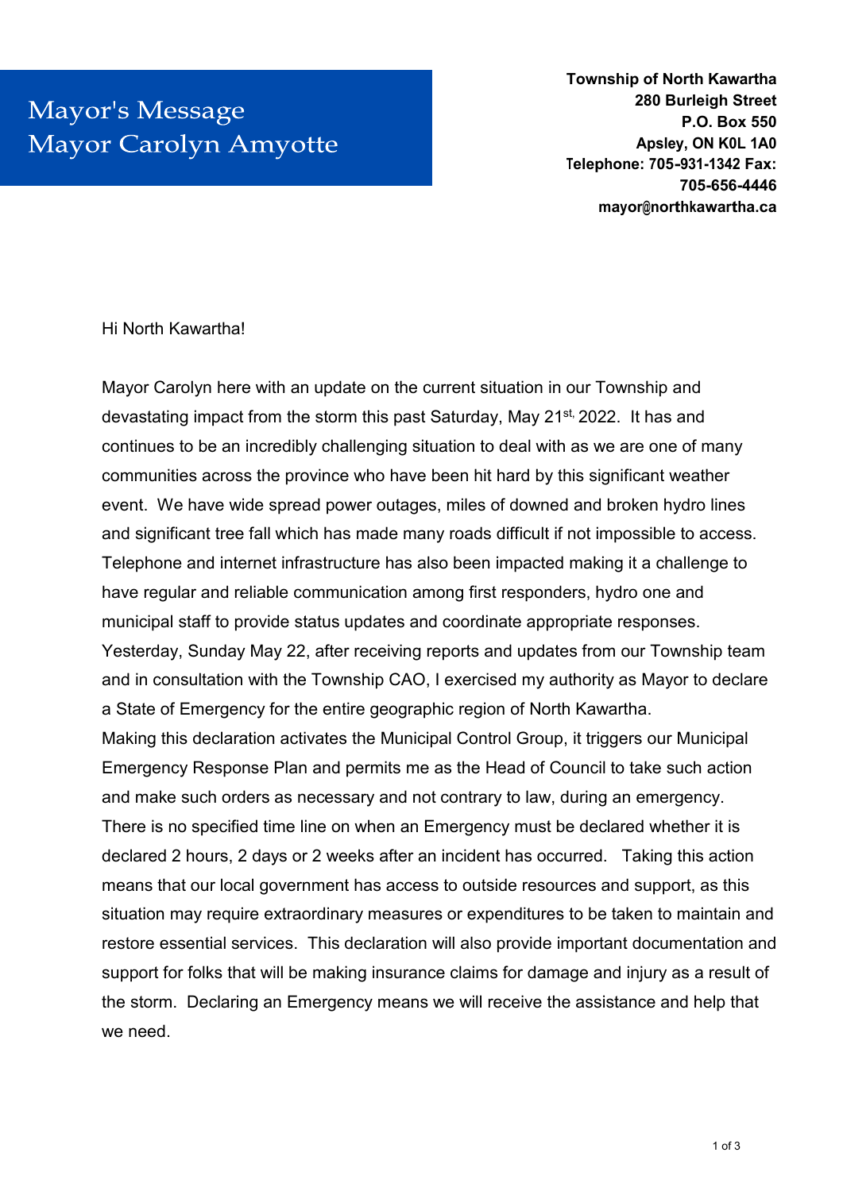# Mayor's Message
# Mayor Carolyn Amyotte

**Township of North Kawartha**
**280 Burleigh Street**
**P.O. Box 550**
**Apsley, ON K0L 1A0**
**Telephone: 705-931-1342 Fax: 705-656-4446**
**mayor@northkawartha.ca**

Hi North Kawartha!

Mayor Carolyn here with an update on the current situation in our Township and devastating impact from the storm this past Saturday, May 21st, 2022. It has and continues to be an incredibly challenging situation to deal with as we are one of many communities across the province who have been hit hard by this significant weather event. We have wide spread power outages, miles of downed and broken hydro lines and significant tree fall which has made many roads difficult if not impossible to access. Telephone and internet infrastructure has also been impacted making it a challenge to have regular and reliable communication among first responders, hydro one and municipal staff to provide status updates and coordinate appropriate responses. Yesterday, Sunday May 22, after receiving reports and updates from our Township team and in consultation with the Township CAO, I exercised my authority as Mayor to declare a State of Emergency for the entire geographic region of North Kawartha.
Making this declaration activates the Municipal Control Group, it triggers our Municipal Emergency Response Plan and permits me as the Head of Council to take such action and make such orders as necessary and not contrary to law, during an emergency. There is no specified time line on when an Emergency must be declared whether it is declared 2 hours, 2 days or 2 weeks after an incident has occurred. Taking this action means that our local government has access to outside resources and support, as this situation may require extraordinary measures or expenditures to be taken to maintain and restore essential services. This declaration will also provide important documentation and support for folks that will be making insurance claims for damage and injury as a result of the storm. Declaring an Emergency means we will receive the assistance and help that we need.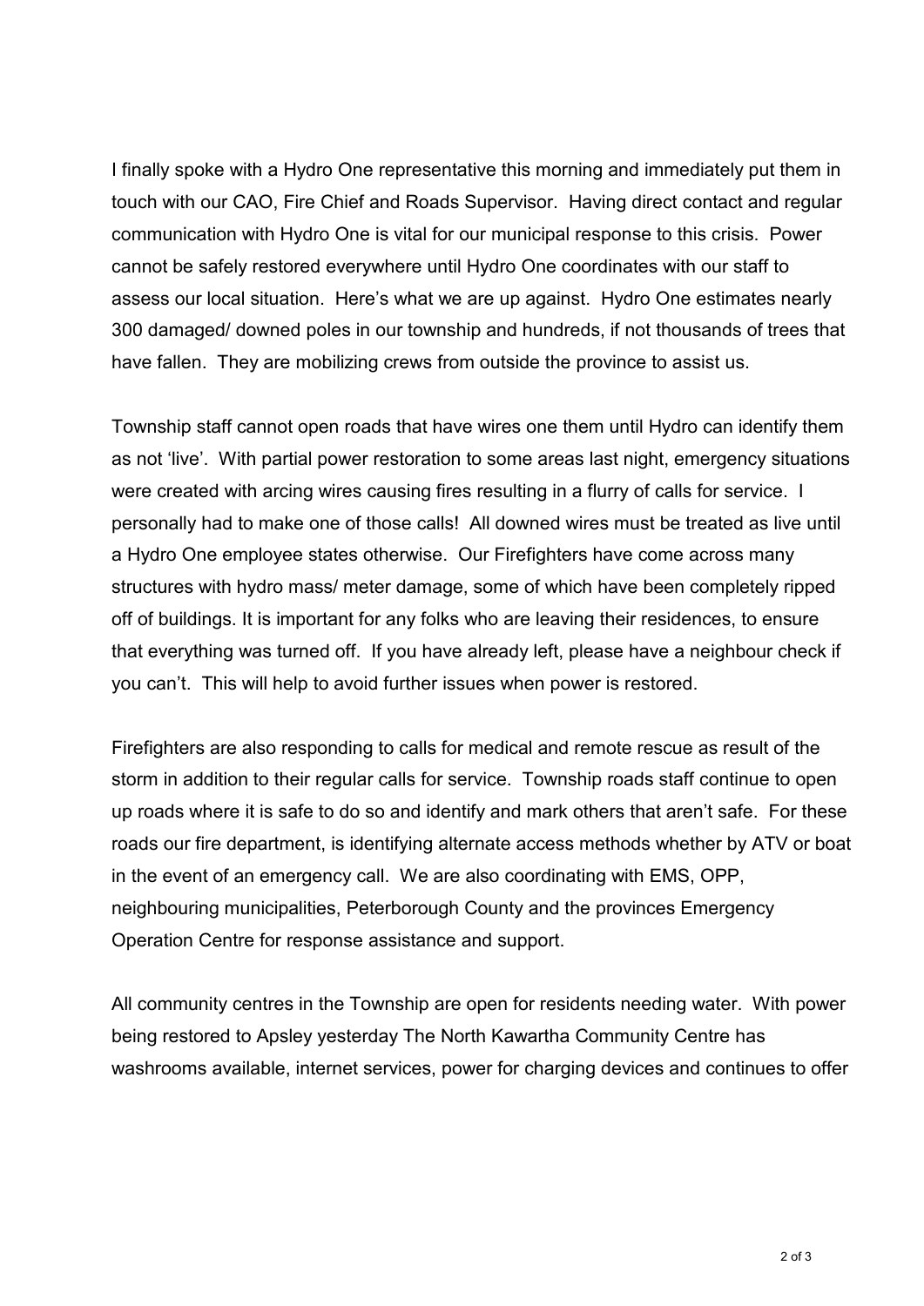I finally spoke with a Hydro One representative this morning and immediately put them in touch with our CAO, Fire Chief and Roads Supervisor. Having direct contact and regular communication with Hydro One is vital for our municipal response to this crisis. Power cannot be safely restored everywhere until Hydro One coordinates with our staff to assess our local situation. Here's what we are up against. Hydro One estimates nearly 300 damaged/ downed poles in our township and hundreds, if not thousands of trees that have fallen. They are mobilizing crews from outside the province to assist us.

Township staff cannot open roads that have wires one them until Hydro can identify them as not 'live'. With partial power restoration to some areas last night, emergency situations were created with arcing wires causing fires resulting in a flurry of calls for service. I personally had to make one of those calls! All downed wires must be treated as live until a Hydro One employee states otherwise. Our Firefighters have come across many structures with hydro mass/ meter damage, some of which have been completely ripped off of buildings. It is important for any folks who are leaving their residences, to ensure that everything was turned off. If you have already left, please have a neighbour check if you can't. This will help to avoid further issues when power is restored.

Firefighters are also responding to calls for medical and remote rescue as result of the storm in addition to their regular calls for service. Township roads staff continue to open up roads where it is safe to do so and identify and mark others that aren't safe. For these roads our fire department, is identifying alternate access methods whether by ATV or boat in the event of an emergency call. We are also coordinating with EMS, OPP, neighbouring municipalities, Peterborough County and the provinces Emergency Operation Centre for response assistance and support.

All community centres in the Township are open for residents needing water. With power being restored to Apsley yesterday The North Kawartha Community Centre has washrooms available, internet services, power for charging devices and continues to offer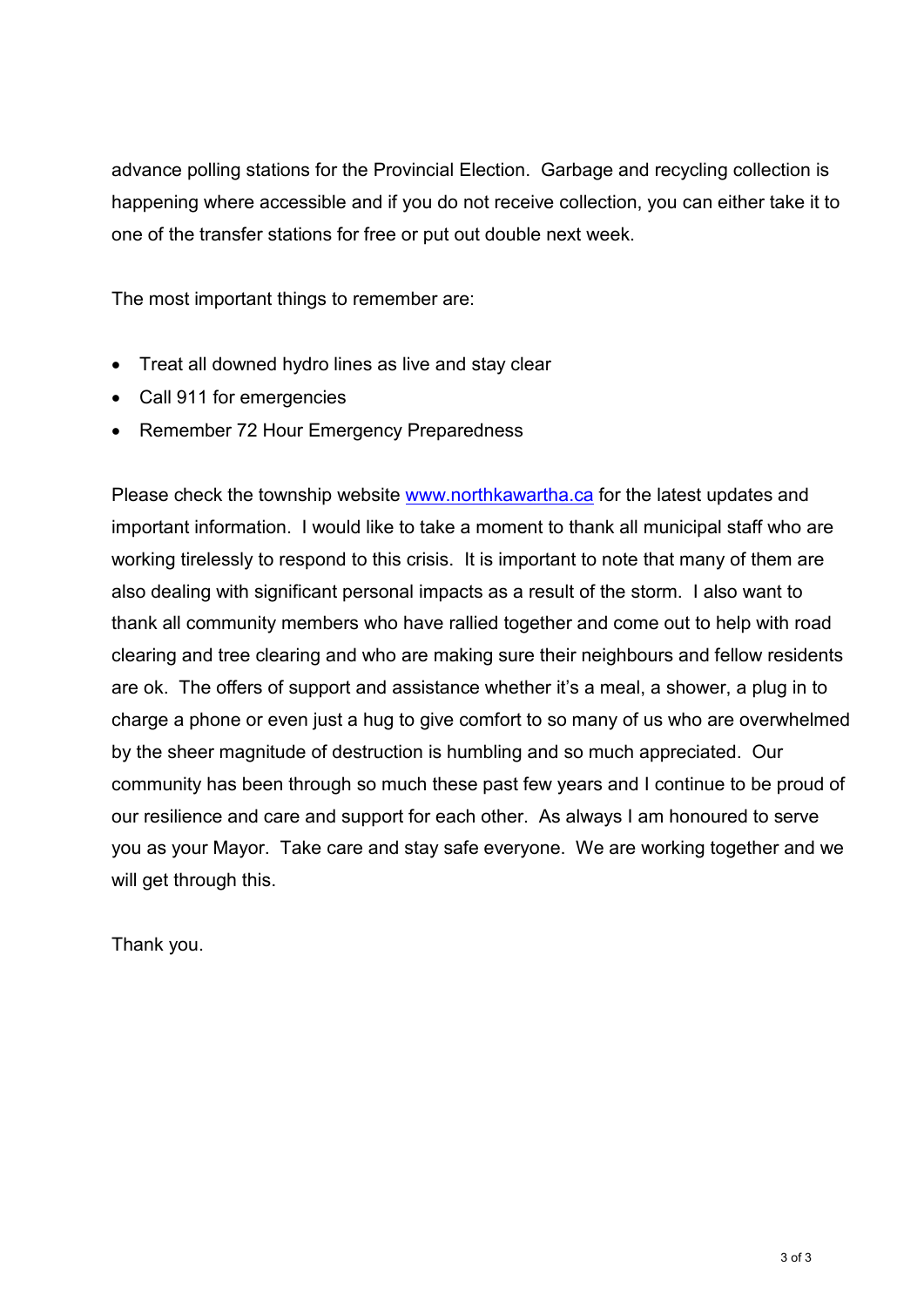advance polling stations for the Provincial Election. Garbage and recycling collection is happening where accessible and if you do not receive collection, you can either take it to one of the transfer stations for free or put out double next week.

The most important things to remember are:

- Treat all downed hydro lines as live and stay clear
- Call 911 for emergencies
- Remember 72 Hour Emergency Preparedness

Please check the township website [www.northkawartha.ca](www.northkawartha.ca) for the latest updates and important information. I would like to take a moment to thank all municipal staff who are working tirelessly to respond to this crisis. It is important to note that many of them are also dealing with significant personal impacts as a result of the storm. I also want to thank all community members who have rallied together and come out to help with road clearing and tree clearing and who are making sure their neighbours and fellow residents are ok. The offers of support and assistance whether it's a meal, a shower, a plug in to charge a phone or even just a hug to give comfort to so many of us who are overwhelmed by the sheer magnitude of destruction is humbling and so much appreciated. Our community has been through so much these past few years and I continue to be proud of our resilience and care and support for each other. As always I am honoured to serve you as your Mayor. Take care and stay safe everyone. We are working together and we will get through this.

Thank you.